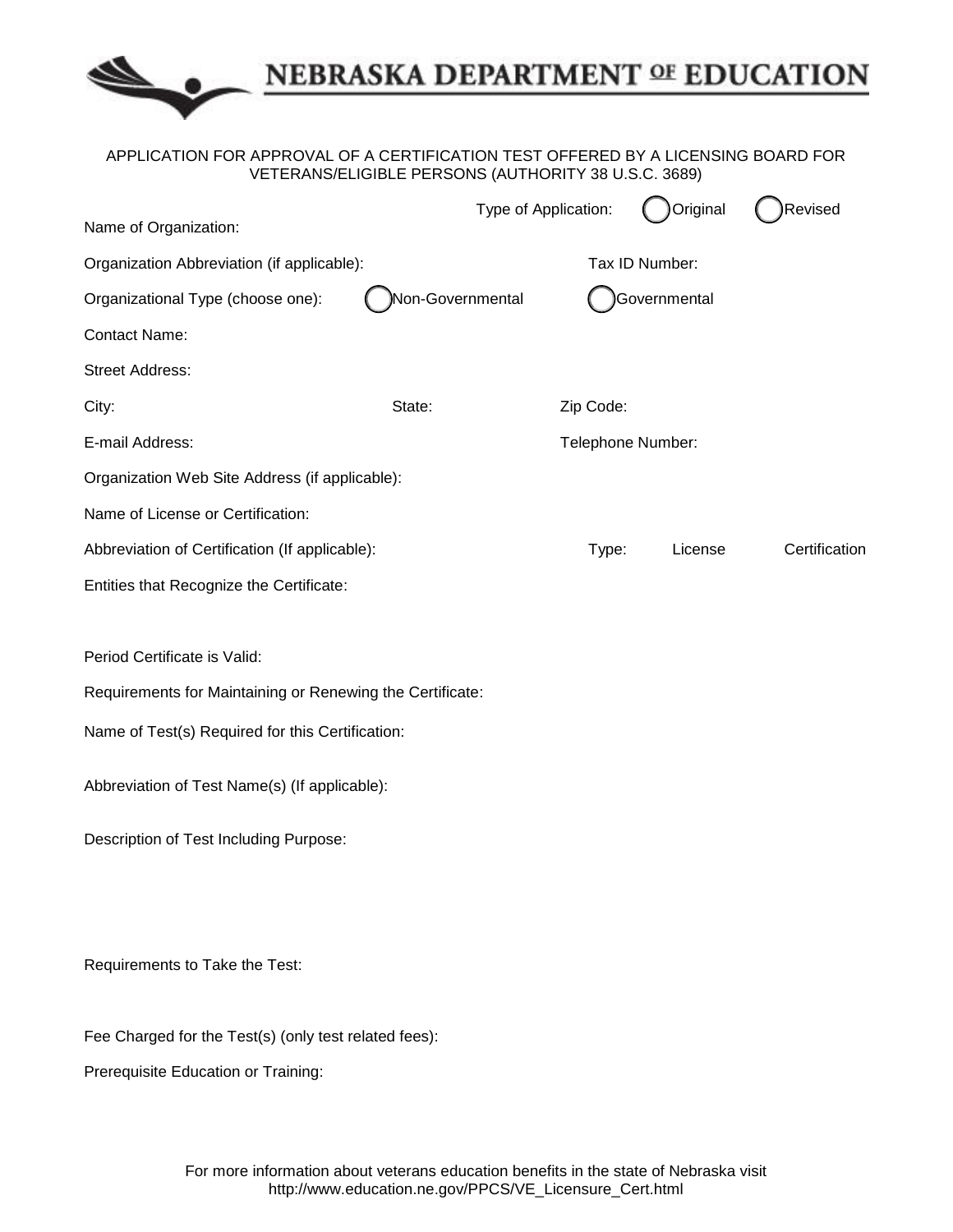# NEBRASKA DEPARTMENT OF EDUCATION

APPLICATION FOR APPROVAL OF A CERTIFICATION TEST OFFERED BY A LICENSING BOARD FOR VETERANS/ELIGIBLE PERSONS (AUTHORITY 38 U.S.C. 3689)

Type of Application: ◯ Original ◯ Revised

Name of Organization:

Organization Abbreviation (if applicable):

Tax ID Number:

Organizational Type (choose one): ◯ Non-Governmental ◯ Governmental

Contact Name:

Street Address:

City:

State:

Zip Code:

E-mail Address:

Telephone Number:

Organization Web Site Address (if applicable):

Name of License or Certification:

Abbreviation of Certification (If applicable):

Type: License Certification

Entities that Recognize the Certificate:

Period Certificate is Valid:

Requirements for Maintaining or Renewing the Certificate:

Name of Test(s) Required for this Certification:

Abbreviation of Test Name(s) (If applicable):

Description of Test Including Purpose:

Requirements to Take the Test:

Fee Charged for the Test(s) (only test related fees):

Prerequisite Education or Training:

For more information about veterans education benefits in the state of Nebraska visit http://www.education.ne.gov/PPCS/VE_Licensure_Cert.html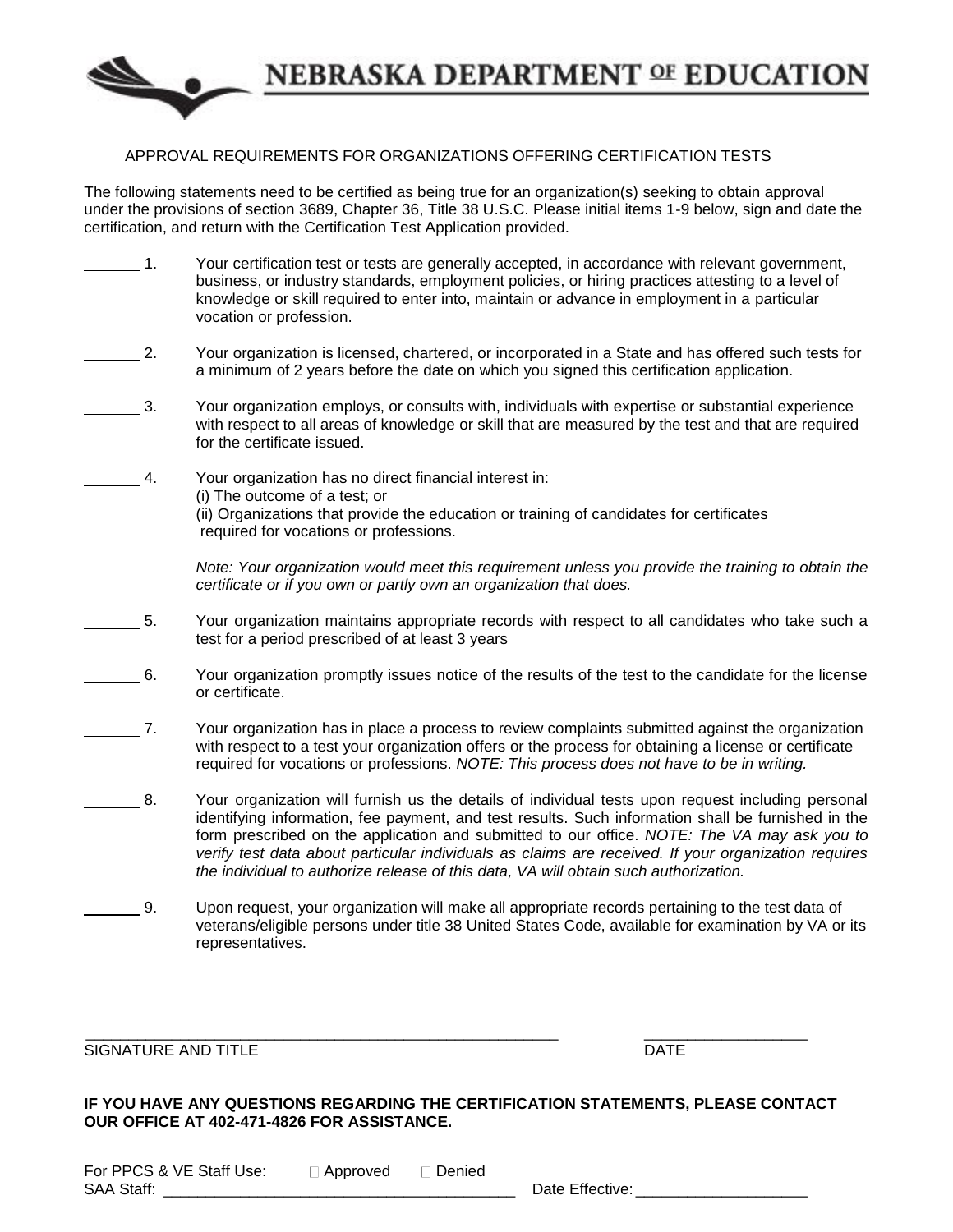# NEBRASKA DEPARTMENT OF EDUCATION

APPROVAL REQUIREMENTS FOR ORGANIZATIONS OFFERING CERTIFICATION TESTS

The following statements need to be certified as being true for an organization(s) seeking to obtain approval under the provisions of section 3689, Chapter 36, Title 38 U.S.C. Please initial items 1-9 below, sign and date the certification, and return with the Certification Test Application provided.

_______ 1. Your certification test or tests are generally accepted, in accordance with relevant government, business, or industry standards, employment policies, or hiring practices attesting to a level of knowledge or skill required to enter into, maintain or advance in employment in a particular vocation or profession.

_______ 2. Your organization is licensed, chartered, or incorporated in a State and has offered such tests for a minimum of 2 years before the date on which you signed this certification application.

_______ 3. Your organization employs, or consults with, individuals with expertise or substantial experience with respect to all areas of knowledge or skill that are measured by the test and that are required for the certificate issued.

_______ 4. Your organization has no direct financial interest in:
(i) The outcome of a test; or
(ii) Organizations that provide the education or training of candidates for certificates required for vocations or professions.

*Note: Your organization would meet this requirement unless you provide the training to obtain the certificate or if you own or partly own an organization that does.*

_______ 5. Your organization maintains appropriate records with respect to all candidates who take such a test for a period prescribed of at least 3 years

_______ 6. Your organization promptly issues notice of the results of the test to the candidate for the license or certificate.

_______ 7. Your organization has in place a process to review complaints submitted against the organization with respect to a test your organization offers or the process for obtaining a license or certificate required for vocations or professions. *NOTE: This process does not have to be in writing.*

_______ 8. Your organization will furnish us the details of individual tests upon request including personal identifying information, fee payment, and test results. Such information shall be furnished in the form prescribed on the application and submitted to our office. *NOTE: The VA may ask you to verify test data about particular individuals as claims are received. If your organization requires the individual to authorize release of this data, VA will obtain such authorization.*

_______ 9. Upon request, your organization will make all appropriate records pertaining to the test data of veterans/eligible persons under title 38 United States Code, available for examination by VA or its representatives.

_________________________________________________________ ___________________
SIGNATURE AND TITLE DATE

**IF YOU HAVE ANY QUESTIONS REGARDING THE CERTIFICATION STATEMENTS, PLEASE CONTACT OUR OFFICE AT 402-471-4826 FOR ASSISTANCE.**

For PPCS & VE Staff Use: ☐ Approved ☐ Denied
SAA Staff: ________________________________________ Date Effective: ____________________